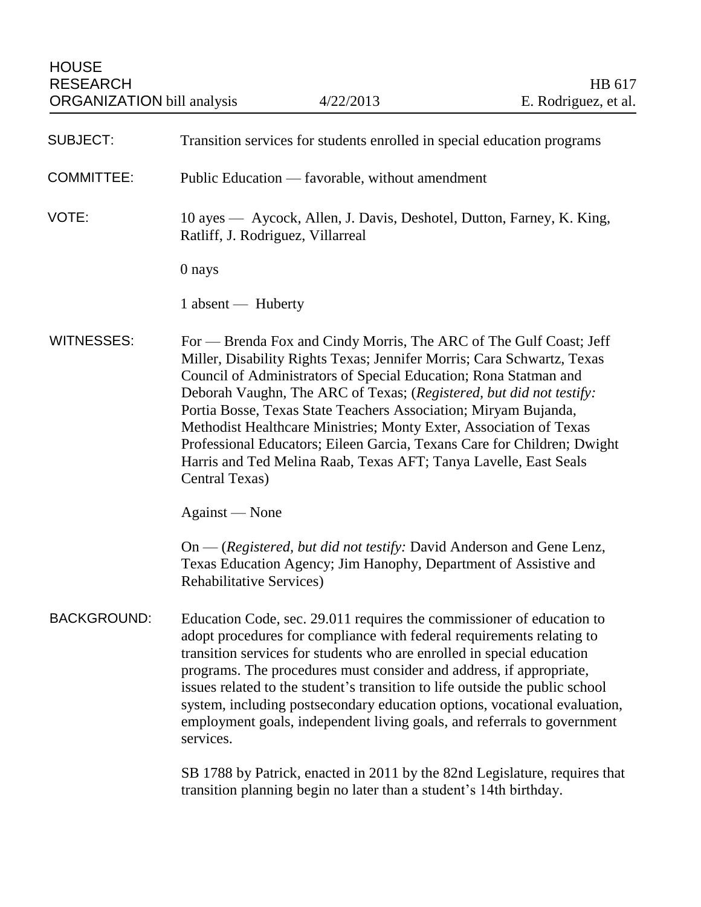HOUSE RESEARCH ORGANIZATION bill analysis | 4/22/2013 | HB 617 | E. Rodriguez, et al.

**SUBJECT:** Transition services for students enrolled in special education programs

**COMMITTEE:** Public Education — favorable, without amendment

**VOTE:** 10 ayes — Aycock, Allen, J. Davis, Deshotel, Dutton, Farney, K. King, Ratliff, J. Rodriguez, Villarreal

0 nays

1 absent — Huberty

**WITNESSES:** For — Brenda Fox and Cindy Morris, The ARC of The Gulf Coast; Jeff Miller, Disability Rights Texas; Jennifer Morris; Cara Schwartz, Texas Council of Administrators of Special Education; Rona Statman and Deborah Vaughn, The ARC of Texas; (*Registered, but did not testify:* Portia Bosse, Texas State Teachers Association; Miryam Bujanda, Methodist Healthcare Ministries; Monty Exter, Association of Texas Professional Educators; Eileen Garcia, Texans Care for Children; Dwight Harris and Ted Melina Raab, Texas AFT; Tanya Lavelle, East Seals Central Texas)

Against — None

On — (*Registered, but did not testify:* David Anderson and Gene Lenz, Texas Education Agency; Jim Hanophy, Department of Assistive and Rehabilitative Services)

**BACKGROUND:** Education Code, sec. 29.011 requires the commissioner of education to adopt procedures for compliance with federal requirements relating to transition services for students who are enrolled in special education programs. The procedures must consider and address, if appropriate, issues related to the student's transition to life outside the public school system, including postsecondary education options, vocational evaluation, employment goals, independent living goals, and referrals to government services.

SB 1788 by Patrick, enacted in 2011 by the 82nd Legislature, requires that transition planning begin no later than a student's 14th birthday.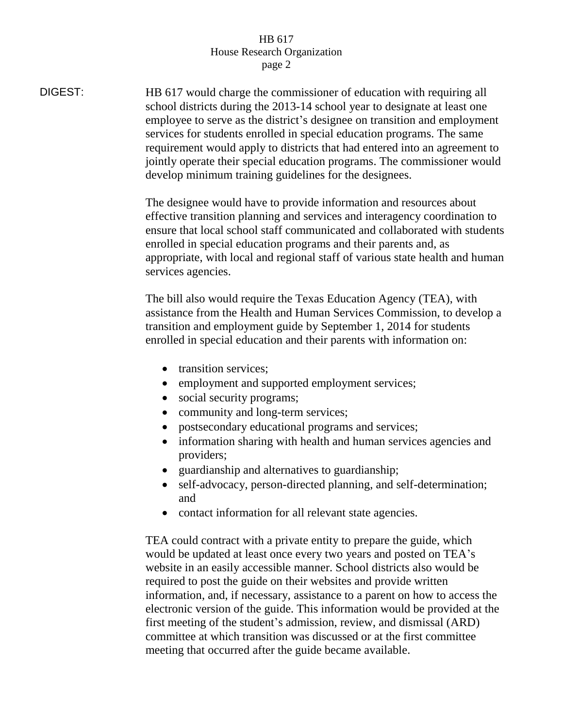DIGEST: HB 617 would charge the commissioner of education with requiring all school districts during the 2013-14 school year to designate at least one employee to serve as the district's designee on transition and employment services for students enrolled in special education programs. The same requirement would apply to districts that had entered into an agreement to jointly operate their special education programs. The commissioner would develop minimum training guidelines for the designees.

The designee would have to provide information and resources about effective transition planning and services and interagency coordination to ensure that local school staff communicated and collaborated with students enrolled in special education programs and their parents and, as appropriate, with local and regional staff of various state health and human services agencies.

The bill also would require the Texas Education Agency (TEA), with assistance from the Health and Human Services Commission, to develop a transition and employment guide by September 1, 2014 for students enrolled in special education and their parents with information on:

- transition services;
- employment and supported employment services;
- social security programs;
- community and long-term services;
- postsecondary educational programs and services;
- information sharing with health and human services agencies and providers;
- guardianship and alternatives to guardianship;
- self-advocacy, person-directed planning, and self-determination; and
- contact information for all relevant state agencies.

TEA could contract with a private entity to prepare the guide, which would be updated at least once every two years and posted on TEA's website in an easily accessible manner. School districts also would be required to post the guide on their websites and provide written information, and, if necessary, assistance to a parent on how to access the electronic version of the guide. This information would be provided at the first meeting of the student's admission, review, and dismissal (ARD) committee at which transition was discussed or at the first committee meeting that occurred after the guide became available.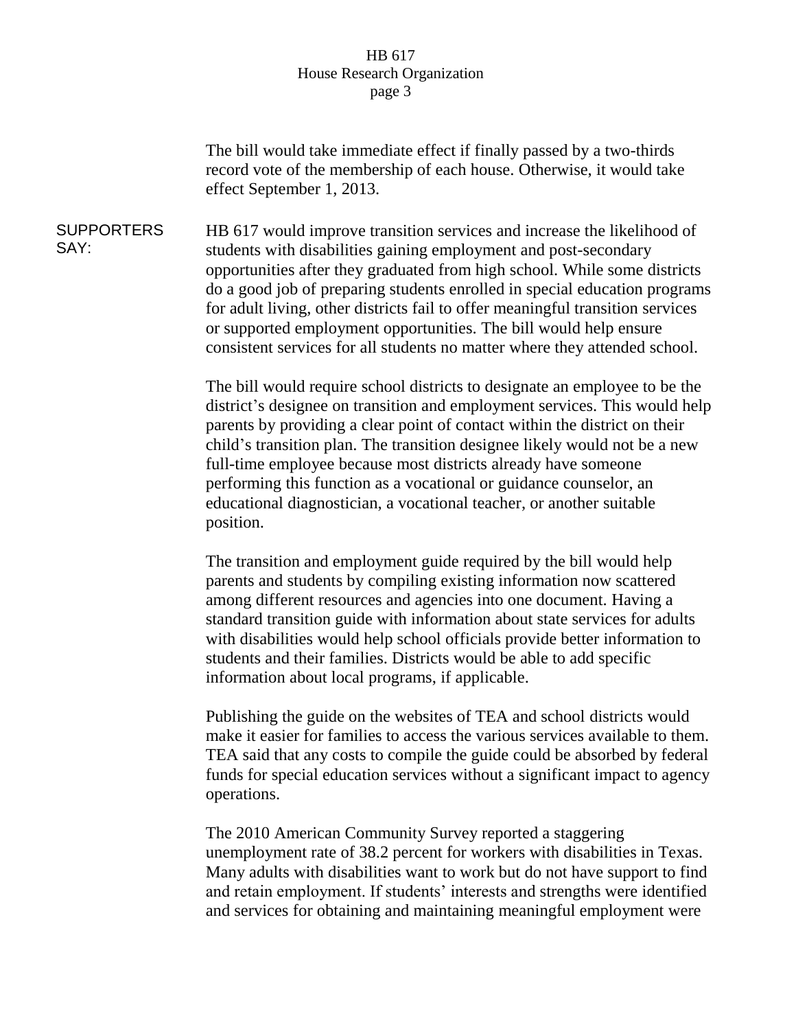The bill would take immediate effect if finally passed by a two-thirds record vote of the membership of each house. Otherwise, it would take effect September 1, 2013.

**SUPPORTERS SAY:**

HB 617 would improve transition services and increase the likelihood of students with disabilities gaining employment and post-secondary opportunities after they graduated from high school. While some districts do a good job of preparing students enrolled in special education programs for adult living, other districts fail to offer meaningful transition services or supported employment opportunities. The bill would help ensure consistent services for all students no matter where they attended school.

The bill would require school districts to designate an employee to be the district's designee on transition and employment services. This would help parents by providing a clear point of contact within the district on their child's transition plan. The transition designee likely would not be a new full-time employee because most districts already have someone performing this function as a vocational or guidance counselor, an educational diagnostician, a vocational teacher, or another suitable position.

The transition and employment guide required by the bill would help parents and students by compiling existing information now scattered among different resources and agencies into one document. Having a standard transition guide with information about state services for adults with disabilities would help school officials provide better information to students and their families. Districts would be able to add specific information about local programs, if applicable.

Publishing the guide on the websites of TEA and school districts would make it easier for families to access the various services available to them. TEA said that any costs to compile the guide could be absorbed by federal funds for special education services without a significant impact to agency operations.

The 2010 American Community Survey reported a staggering unemployment rate of 38.2 percent for workers with disabilities in Texas. Many adults with disabilities want to work but do not have support to find and retain employment. If students' interests and strengths were identified and services for obtaining and maintaining meaningful employment were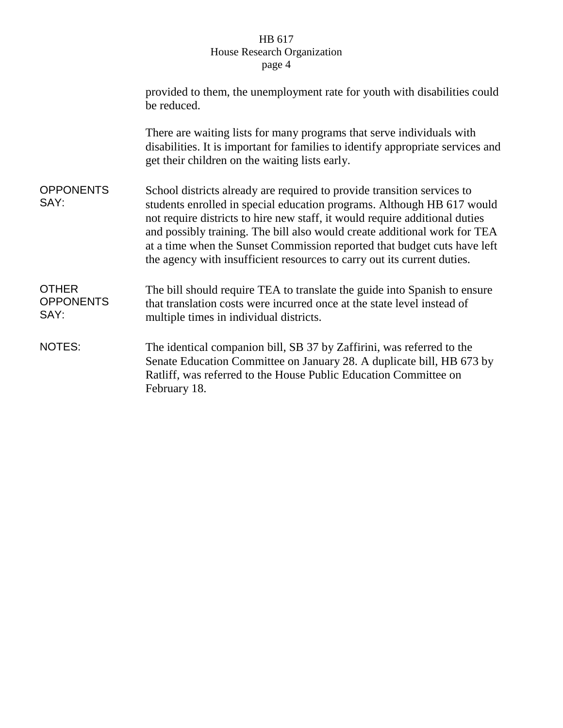provided to them, the unemployment rate for youth with disabilities could be reduced.

There are waiting lists for many programs that serve individuals with disabilities. It is important for families to identify appropriate services and get their children on the waiting lists early.

**OPPONENTS SAY:** School districts already are required to provide transition services to students enrolled in special education programs. Although HB 617 would not require districts to hire new staff, it would require additional duties and possibly training. The bill also would create additional work for TEA at a time when the Sunset Commission reported that budget cuts have left the agency with insufficient resources to carry out its current duties.

**OTHER OPPONENTS SAY:** The bill should require TEA to translate the guide into Spanish to ensure that translation costs were incurred once at the state level instead of multiple times in individual districts.

**NOTES:** The identical companion bill, SB 37 by Zaffirini, was referred to the Senate Education Committee on January 28. A duplicate bill, HB 673 by Ratliff, was referred to the House Public Education Committee on February 18.